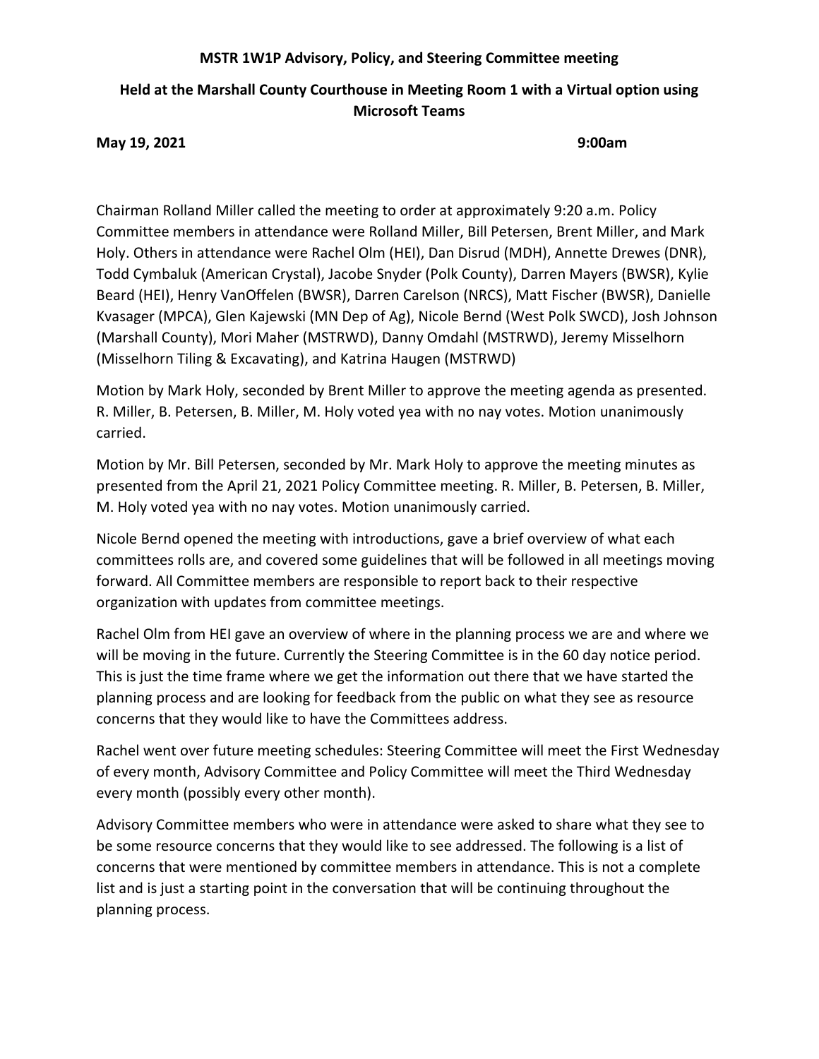**MSTR 1W1P Advisory, Policy, and Steering Committee meeting**

**Held at the Marshall County Courthouse in Meeting Room 1 with a Virtual option using Microsoft Teams**

**May 19, 2021** **9:00am**

Chairman Rolland Miller called the meeting to order at approximately 9:20 a.m. Policy Committee members in attendance were Rolland Miller, Bill Petersen, Brent Miller, and Mark Holy. Others in attendance were Rachel Olm (HEI), Dan Disrud (MDH), Annette Drewes (DNR), Todd Cymbaluk (American Crystal), Jacobe Snyder (Polk County), Darren Mayers (BWSR), Kylie Beard (HEI), Henry VanOffelen (BWSR), Darren Carelson (NRCS), Matt Fischer (BWSR), Danielle Kvasager (MPCA), Glen Kajewski (MN Dep of Ag), Nicole Bernd (West Polk SWCD), Josh Johnson (Marshall County), Mori Maher (MSTRWD), Danny Omdahl (MSTRWD), Jeremy Misselhorn (Misselhorn Tiling & Excavating), and Katrina Haugen (MSTRWD)

Motion by Mark Holy, seconded by Brent Miller to approve the meeting agenda as presented. R. Miller, B. Petersen, B. Miller, M. Holy voted yea with no nay votes. Motion unanimously carried.

Motion by Mr. Bill Petersen, seconded by Mr. Mark Holy to approve the meeting minutes as presented from the April 21, 2021 Policy Committee meeting. R. Miller, B. Petersen, B. Miller, M. Holy voted yea with no nay votes. Motion unanimously carried.

Nicole Bernd opened the meeting with introductions, gave a brief overview of what each committees rolls are, and covered some guidelines that will be followed in all meetings moving forward. All Committee members are responsible to report back to their respective organization with updates from committee meetings.

Rachel Olm from HEI gave an overview of where in the planning process we are and where we will be moving in the future. Currently the Steering Committee is in the 60 day notice period. This is just the time frame where we get the information out there that we have started the planning process and are looking for feedback from the public on what they see as resource concerns that they would like to have the Committees address.

Rachel went over future meeting schedules: Steering Committee will meet the First Wednesday of every month, Advisory Committee and Policy Committee will meet the Third Wednesday every month (possibly every other month).

Advisory Committee members who were in attendance were asked to share what they see to be some resource concerns that they would like to see addressed. The following is a list of concerns that were mentioned by committee members in attendance. This is not a complete list and is just a starting point in the conversation that will be continuing throughout the planning process.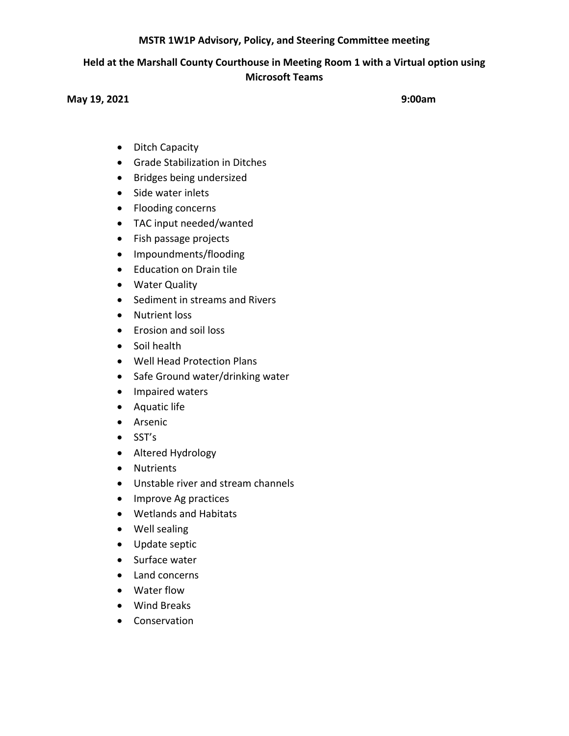**MSTR 1W1P Advisory, Policy, and Steering Committee meeting**

**Held at the Marshall County Courthouse in Meeting Room 1 with a Virtual option using Microsoft Teams**

**May 19, 2021** **9:00am**

- Ditch Capacity
- Grade Stabilization in Ditches
- Bridges being undersized
- Side water inlets
- Flooding concerns
- TAC input needed/wanted
- Fish passage projects
- Impoundments/flooding
- Education on Drain tile
- Water Quality
- Sediment in streams and Rivers
- Nutrient loss
- Erosion and soil loss
- Soil health
- Well Head Protection Plans
- Safe Ground water/drinking water
- Impaired waters
- Aquatic life
- Arsenic
- SST's
- Altered Hydrology
- Nutrients
- Unstable river and stream channels
- Improve Ag practices
- Wetlands and Habitats
- Well sealing
- Update septic
- Surface water
- Land concerns
- Water flow
- Wind Breaks
- Conservation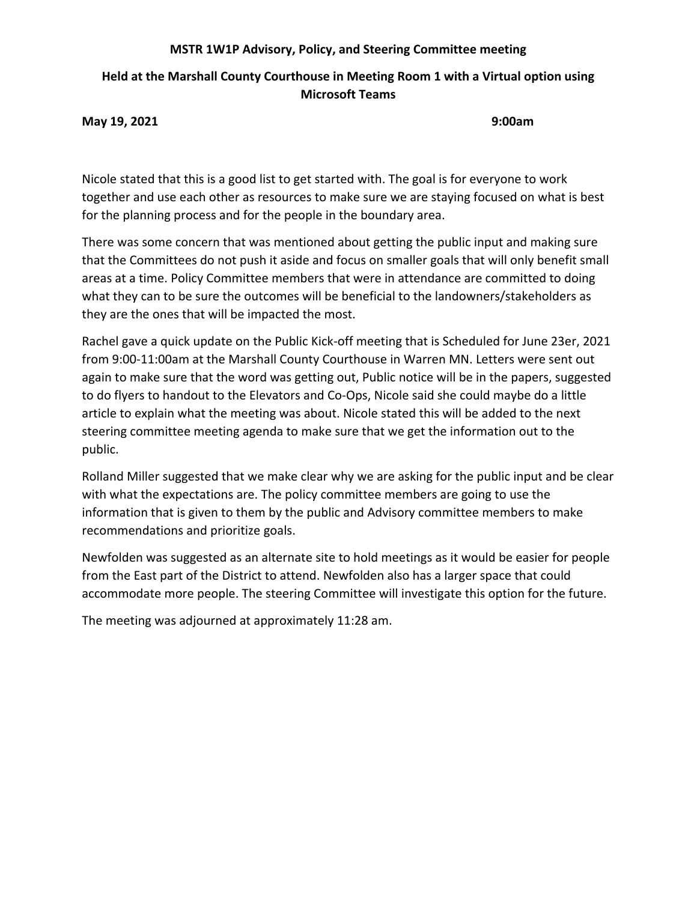**MSTR 1W1P Advisory, Policy, and Steering Committee meeting**

**Held at the Marshall County Courthouse in Meeting Room 1 with a Virtual option using Microsoft Teams**

**May 19, 2021** **9:00am**

Nicole stated that this is a good list to get started with. The goal is for everyone to work together and use each other as resources to make sure we are staying focused on what is best for the planning process and for the people in the boundary area.

There was some concern that was mentioned about getting the public input and making sure that the Committees do not push it aside and focus on smaller goals that will only benefit small areas at a time. Policy Committee members that were in attendance are committed to doing what they can to be sure the outcomes will be beneficial to the landowners/stakeholders as they are the ones that will be impacted the most.

Rachel gave a quick update on the Public Kick-off meeting that is Scheduled for June 23er, 2021 from 9:00-11:00am at the Marshall County Courthouse in Warren MN. Letters were sent out again to make sure that the word was getting out, Public notice will be in the papers, suggested to do flyers to handout to the Elevators and Co-Ops, Nicole said she could maybe do a little article to explain what the meeting was about. Nicole stated this will be added to the next steering committee meeting agenda to make sure that we get the information out to the public.

Rolland Miller suggested that we make clear why we are asking for the public input and be clear with what the expectations are. The policy committee members are going to use the information that is given to them by the public and Advisory committee members to make recommendations and prioritize goals.

Newfolden was suggested as an alternate site to hold meetings as it would be easier for people from the East part of the District to attend. Newfolden also has a larger space that could accommodate more people. The steering Committee will investigate this option for the future.

The meeting was adjourned at approximately 11:28 am.